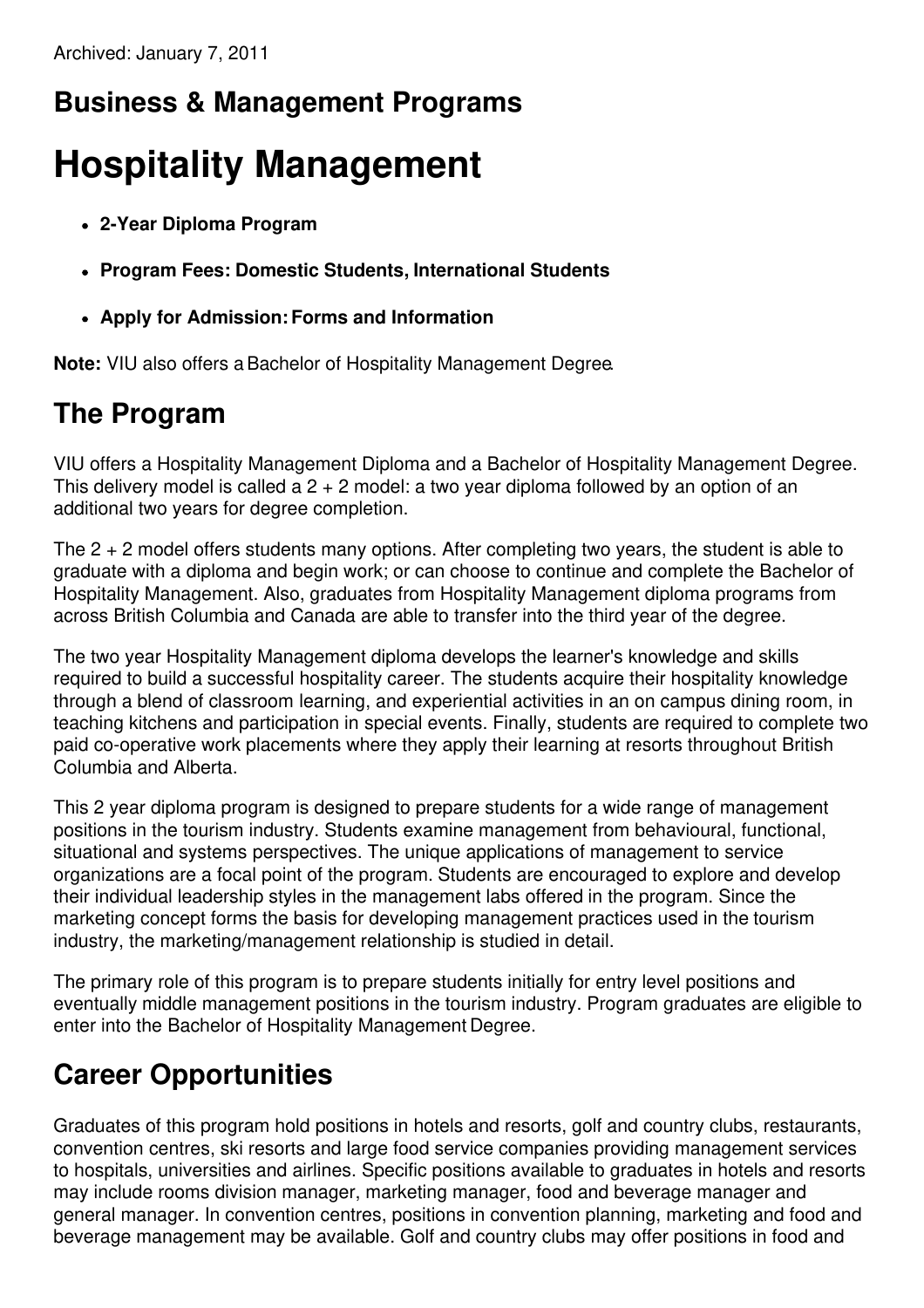Archived: January 7, 2011

## Business & Management Programs

# Hospitality Management

- **2-Year Diploma Program**
- **Program Fees: Domestic Students, International Students**
- **Apply for Admission: Forms and Information**

**Note:** VIU also offers a Bachelor of Hospitality Management Degree.

## The Program

VIU offers a Hospitality Management Diploma and a Bachelor of Hospitality Management Degree. This delivery model is called a 2 + 2 model: a two year diploma followed by an option of an additional two years for degree completion.

The 2 + 2 model offers students many options. After completing two years, the student is able to graduate with a diploma and begin work; or can choose to continue and complete the Bachelor of Hospitality Management. Also, graduates from Hospitality Management diploma programs from across British Columbia and Canada are able to transfer into the third year of the degree.

The two year Hospitality Management diploma develops the learner's knowledge and skills required to build a successful hospitality career. The students acquire their hospitality knowledge through a blend of classroom learning, and experiential activities in an on campus dining room, in teaching kitchens and participation in special events. Finally, students are required to complete two paid co-operative work placements where they apply their learning at resorts throughout British Columbia and Alberta.

This 2 year diploma program is designed to prepare students for a wide range of management positions in the tourism industry. Students examine management from behavioural, functional, situational and systems perspectives. The unique applications of management to service organizations are a focal point of the program. Students are encouraged to explore and develop their individual leadership styles in the management labs offered in the program. Since the marketing concept forms the basis for developing management practices used in the tourism industry, the marketing/management relationship is studied in detail.

The primary role of this program is to prepare students initially for entry level positions and eventually middle management positions in the tourism industry. Program graduates are eligible to enter into the Bachelor of Hospitality Management Degree.

## Career Opportunities

Graduates of this program hold positions in hotels and resorts, golf and country clubs, restaurants, convention centres, ski resorts and large food service companies providing management services to hospitals, universities and airlines. Specific positions available to graduates in hotels and resorts may include rooms division manager, marketing manager, food and beverage manager and general manager. In convention centres, positions in convention planning, marketing and food and beverage management may be available. Golf and country clubs may offer positions in food and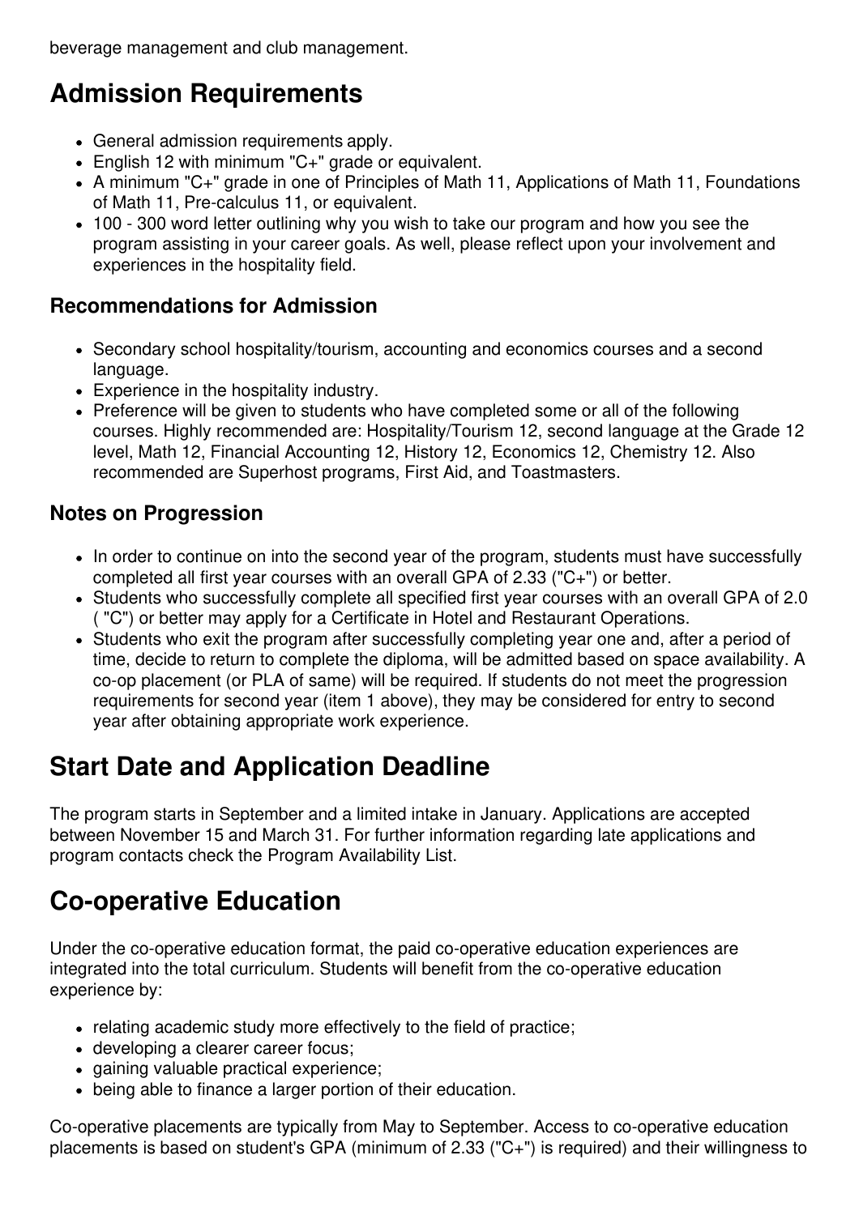beverage management and club management.

# Admission Requirements

- General admission requirements apply.
- English 12 with minimum "C+" grade or equivalent.
- A minimum "C+" grade in one of Principles of Math 11, Applications of Math 11, Foundations of Math 11, Pre-calculus 11, or equivalent.
- 100 - 300 word letter outlining why you wish to take our program and how you see the program assisting in your career goals. As well, please reflect upon your involvement and experiences in the hospitality field.

## Recommendations for Admission

- Secondary school hospitality/tourism, accounting and economics courses and a second language.
- Experience in the hospitality industry.
- Preference will be given to students who have completed some or all of the following courses. Highly recommended are: Hospitality/Tourism 12, second language at the Grade 12 level, Math 12, Financial Accounting 12, History 12, Economics 12, Chemistry 12. Also recommended are Superhost programs, First Aid, and Toastmasters.

## Notes on Progression

- In order to continue on into the second year of the program, students must have successfully completed all first year courses with an overall GPA of 2.33 ("C+") or better.
- Students who successfully complete all specified first year courses with an overall GPA of 2.0 ( "C") or better may apply for a Certificate in Hotel and Restaurant Operations.
- Students who exit the program after successfully completing year one and, after a period of time, decide to return to complete the diploma, will be admitted based on space availability. A co-op placement (or PLA of same) will be required. If students do not meet the progression requirements for second year (item 1 above), they may be considered for entry to second year after obtaining appropriate work experience.

# Start Date and Application Deadline

The program starts in September and a limited intake in January. Applications are accepted between November 15 and March 31. For further information regarding late applications and program contacts check the Program Availability List.

# Co-operative Education

Under the co-operative education format, the paid co-operative education experiences are integrated into the total curriculum. Students will benefit from the co-operative education experience by:

- relating academic study more effectively to the field of practice;
- developing a clearer career focus;
- gaining valuable practical experience;
- being able to finance a larger portion of their education.

Co-operative placements are typically from May to September. Access to co-operative education placements is based on student's GPA (minimum of 2.33 ("C+") is required) and their willingness to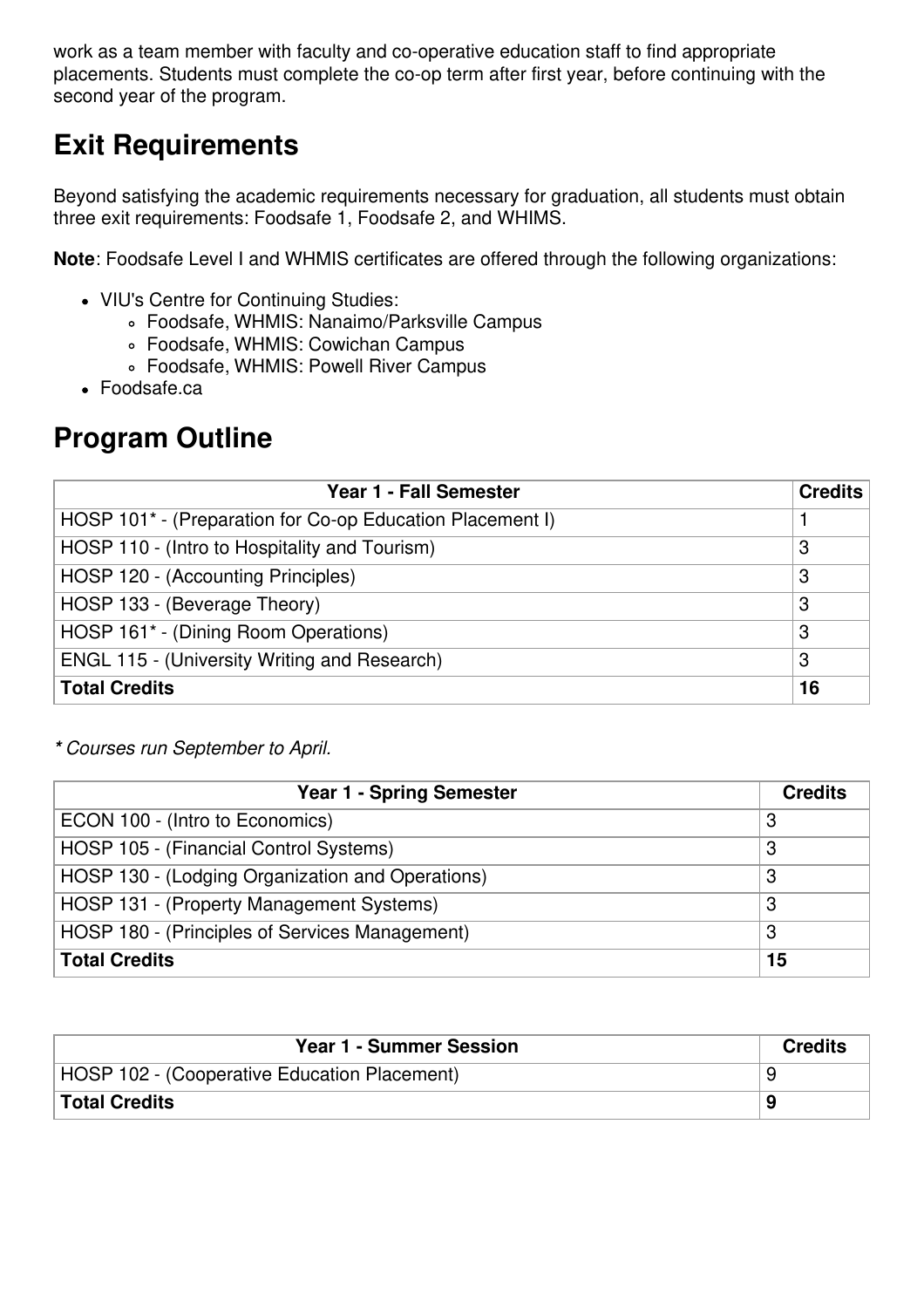work as a team member with faculty and co-operative education staff to find appropriate placements. Students must complete the co-op term after first year, before continuing with the second year of the program.

## Exit Requirements

Beyond satisfying the academic requirements necessary for graduation, all students must obtain three exit requirements: Foodsafe 1, Foodsafe 2, and WHIMS.

**Note**: Foodsafe Level I and WHMIS certificates are offered through the following organizations:

- VIU's Centre for Continuing Studies:
  - Foodsafe, WHMIS: Nanaimo/Parksville Campus
  - Foodsafe, WHMIS: Cowichan Campus
  - Foodsafe, WHMIS: Powell River Campus
- Foodsafe.ca

## Program Outline

| Year 1 - Fall Semester | Credits |
|---|---|
| HOSP 101* - (Preparation for Co-op Education Placement I) | 1 |
| HOSP 110 - (Intro to Hospitality and Tourism) | 3 |
| HOSP 120 - (Accounting Principles) | 3 |
| HOSP 133 - (Beverage Theory) | 3 |
| HOSP 161* - (Dining Room Operations) | 3 |
| ENGL 115 - (University Writing and Research) | 3 |
| **Total Credits** | **16** |

*\* Courses run September to April.*

| Year 1 - Spring Semester | Credits |
|---|---|
| ECON 100 - (Intro to Economics) | 3 |
| HOSP 105 - (Financial Control Systems) | 3 |
| HOSP 130 - (Lodging Organization and Operations) | 3 |
| HOSP 131 - (Property Management Systems) | 3 |
| HOSP 180 - (Principles of Services Management) | 3 |
| **Total Credits** | **15** |

| Year 1 - Summer Session | Credits |
|---|---|
| HOSP 102 - (Cooperative Education Placement) | 9 |
| **Total Credits** | **9** |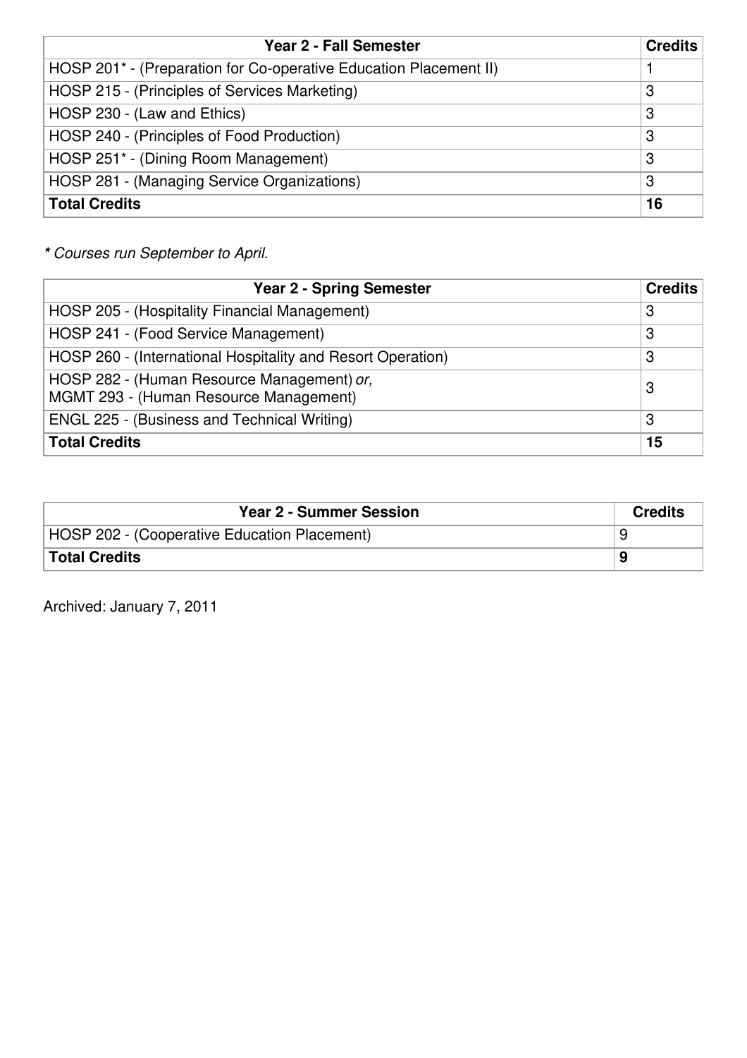| Year 2 - Fall Semester | Credits |
|---|---|
| HOSP 201* - (Preparation for Co-operative Education Placement II) | 1 |
| HOSP 215 - (Principles of Services Marketing) | 3 |
| HOSP 230 - (Law and Ethics) | 3 |
| HOSP 240 - (Principles of Food Production) | 3 |
| HOSP 251* - (Dining Room Management) | 3 |
| HOSP 281 - (Managing Service Organizations) | 3 |
| **Total Credits** | **16** |

*** Courses run September to April.***

| Year 2 - Spring Semester | Credits |
|---|---|
| HOSP 205 - (Hospitality Financial Management) | 3 |
| HOSP 241 - (Food Service Management) | 3 |
| HOSP 260 - (International Hospitality and Resort Operation) | 3 |
| HOSP 282 - (Human Resource Management) *or,* MGMT 293 - (Human Resource Management) | 3 |
| ENGL 225 - (Business and Technical Writing) | 3 |
| **Total Credits** | **15** |

| Year 2 - Summer Session | Credits |
|---|---|
| HOSP 202 - (Cooperative Education Placement) | 9 |
| **Total Credits** | **9** |

Archived: January 7, 2011